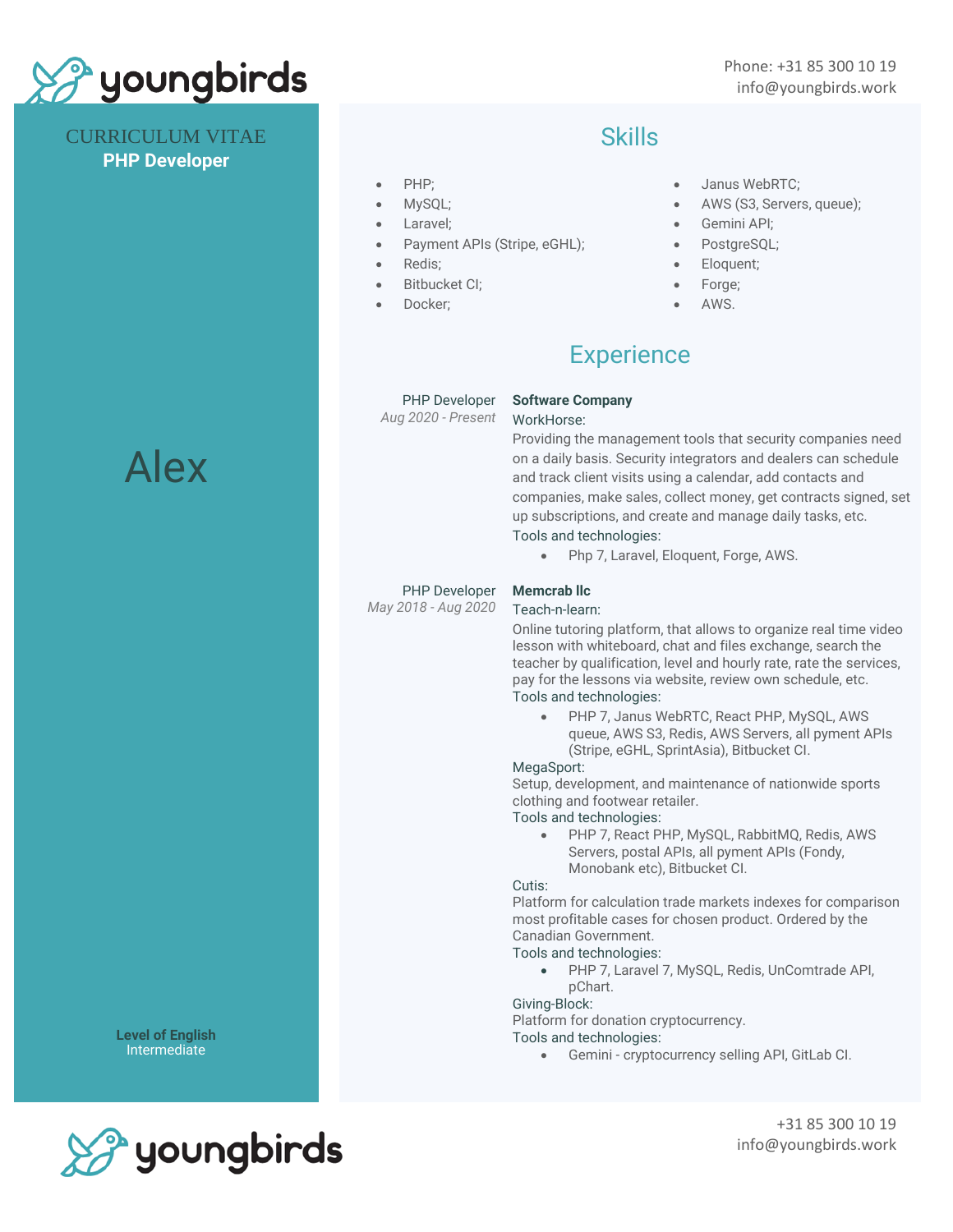CURRICULUM VITAE
**PHP Developer**

# Alex

**Level of English**
Intermediate

## Skills

- PHP;
- MySQL;
- Laravel;
- Payment APIs (Stripe, eGHL);
- Redis;
- Bitbucket CI;
- Docker;
- Janus WebRTC;
- AWS (S3, Servers, queue);
- Gemini API;
- PostgreSQL;
- Eloquent;
- Forge;
- AWS.

## Experience

PHP Developer
*Aug 2020 - Present*

**Software Company**

WorkHorse:
Providing the management tools that security companies need on a daily basis. Security integrators and dealers can schedule and track client visits using a calendar, add contacts and companies, make sales, collect money, get contracts signed, set up subscriptions, and create and manage daily tasks, etc.
Tools and technologies:

- Php 7, Laravel, Eloquent, Forge, AWS.

PHP Developer
*May 2018 - Aug 2020*

**Memcrab llc**

Teach-n-learn:
Online tutoring platform, that allows to organize real time video lesson with whiteboard, chat and files exchange, search the teacher by qualification, level and hourly rate, rate the services, pay for the lessons via website, review own schedule, etc.
Tools and technologies:

- PHP 7, Janus WebRTC, React PHP, MySQL, AWS queue, AWS S3, Redis, AWS Servers, all pyment APIs (Stripe, eGHL, SprintAsia), Bitbucket CI.

MegaSport:
Setup, development, and maintenance of nationwide sports clothing and footwear retailer.
Tools and technologies:

- PHP 7, React PHP, MySQL, RabbitMQ, Redis, AWS Servers, postal APIs, all pyment APIs (Fondy, Monobank etc), Bitbucket CI.

Cutis:
Platform for calculation trade markets indexes for comparison most profitable cases for chosen product. Ordered by the Canadian Government.
Tools and technologies:

- PHP 7, Laravel 7, MySQL, Redis, UnComtrade API, pChart.

Giving-Block:
Platform for donation cryptocurrency.
Tools and technologies:

- Gemini - cryptocurrency selling API, GitLab CI.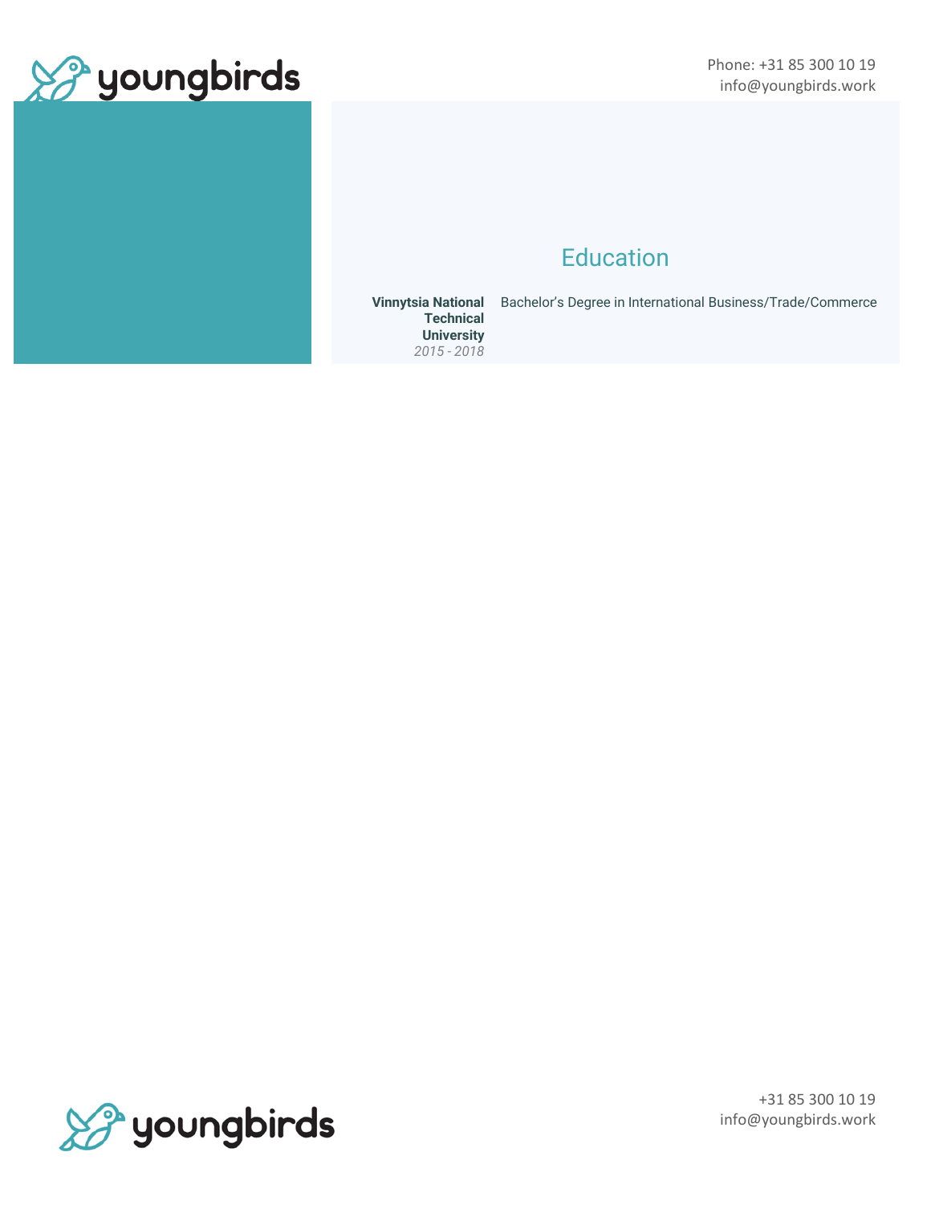## Education

**Vinnytsia National Technical University**
*2015 - 2018*

Bachelor's Degree in International Business/Trade/Commerce